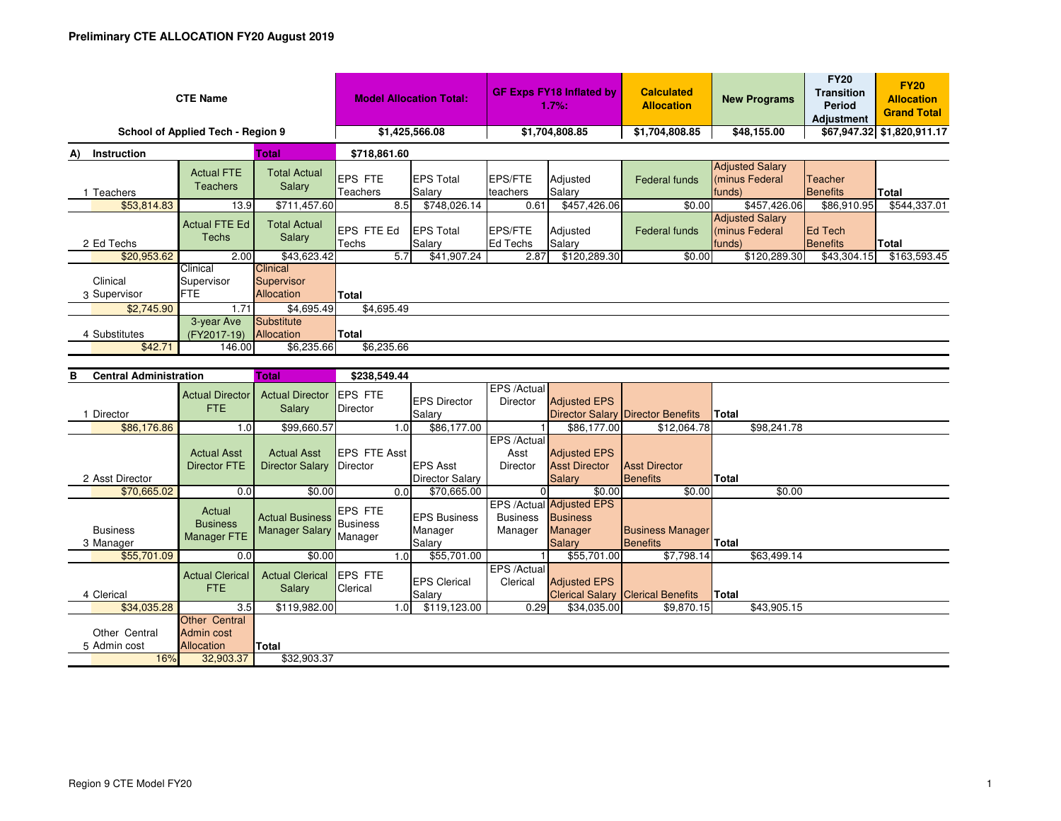# Preliminary CTE ALLOCATION FY20 August 2019

| CTE Name | Model Allocation Total: | GF Exps FY18 Inflated by 1.7%: | Calculated Allocation | New Programs | FY20 Transition Period Adjustment | FY20 Allocation Grand Total |
|---|---|---|---|---|---|---|
| School of Applied Tech - Region 9 | $1,425,566.08 | $1,704,808.85 | $1,704,808.85 | $48,155.00 | $67,947.32 | $1,820,911.17 |

## A) Instruction

| Instruction | | Total | $718,861.60 | | | | | | | |
|---|---|---|---|---|---|---|---|---|---|---|
| 1 Teachers | Actual FTE Teachers | Total Actual Salary | EPS FTE Teachers | EPS Total Salary | EPS/FTE teachers | Adjusted Salary | Federal funds | Adjusted Salary (minus Federal funds) | Teacher Benefits | Total |
| $53,814.83 | 13.9 | $711,457.60 | 8.5 | $748,026.14 | 0.61 | $457,426.06 | $0.00 | $457,426.06 | $86,910.95 | $544,337.01 |
| 2 Ed Techs | Actual FTE Ed Techs | Total Actual Salary | EPS FTE Ed Techs | EPS Total Salary | EPS/FTE Ed Techs | Adjusted Salary | Federal funds | Adjusted Salary (minus Federal funds) | Ed Tech Benefits | Total |
| $20,953.62 | 2.00 | $43,623.42 | 5.7 | $41,907.24 | 2.87 | $120,289.30 | $0.00 | $120,289.30 | $43,304.15 | $163,593.45 |
| 3 Clinical Supervisor | Clinical Supervisor FTE | Clinical Supervisor Allocation | Total | | | | | | | |
| $2,745.90 | 1.71 | $4,695.49 | $4,695.49 | | | | | | | |
| 4 Substitutes | 3-year Ave (FY2017-19) | Substitute Allocation | Total | | | | | | | |
| $42.71 | 146.00 | $6,235.66 | $6,235.66 | | | | | | | |

## B Central Administration

| Central Administration | | Total | $238,549.44 | | | | | |
|---|---|---|---|---|---|---|---|---|
| 1 Director | Actual Director FTE | Actual Director Salary | EPS FTE Director | EPS Director Salary | EPS /Actual Director | Adjusted EPS Director Salary | Director Benefits | Total |
| $86,176.86 | 1.0 | $99,660.57 | 1.0 | $86,177.00 | 1 | $86,177.00 | $12,064.78 | $98,241.78 |
| 2 Asst Director | Actual Asst Director FTE | Actual Asst Director Salary | EPS FTE Asst Director | EPS Asst Director Salary | EPS /Actual Asst Director | Adjusted EPS Asst Director Salary | Asst Director Benefits | Total |
| $70,665.02 | 0.0 | $0.00 | 0.0 | $70,665.00 | 0 | $0.00 | $0.00 | $0.00 |
| 3 Business Manager | Actual Business Manager FTE | Actual Business Manager Salary | EPS FTE Business Manager | EPS Business Manager Salary | EPS /Actual Business Manager | Adjusted EPS Business Manager Salary | Business Manager Benefits | Total |
| $55,701.09 | 0.0 | $0.00 | 1.0 | $55,701.00 | 1 | $55,701.00 | $7,798.14 | $63,499.14 |
| 4 Clerical | Actual Clerical FTE | Actual Clerical Salary | EPS FTE Clerical | EPS Clerical Salary | EPS /Actual Clerical | Adjusted EPS Clerical Salary | Clerical Benefits | Total |
| $34,035.28 | 3.5 | $119,982.00 | 1.0 | $119,123.00 | 0.29 | $34,035.00 | $9,870.15 | $43,905.15 |
| 5 Other Central Admin cost | Other Central Admin cost Allocation | Total | | | | | | |
| 16% | 32,903.37 | $32,903.37 | | | | | | |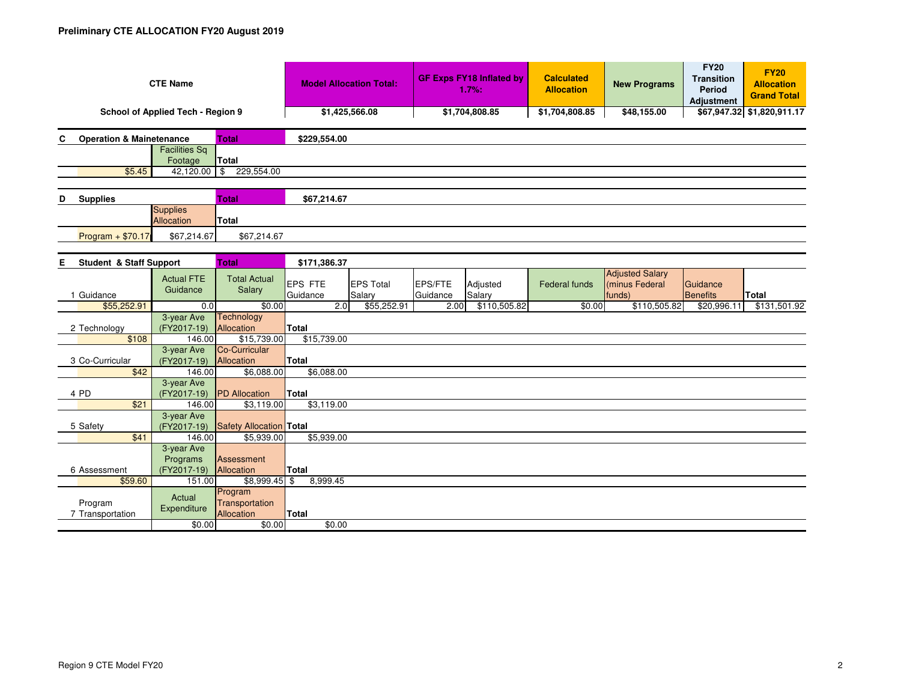**Preliminary CTE ALLOCATION FY20 August 2019**

| CTE Name | Model Allocation Total: | GF Exps FY18 Inflated by 1.7%: | Calculated Allocation | New Programs | FY20 Transition Period Adjustment | FY20 Allocation Grand Total |
|---|---|---|---|---|---|---|
| School of Applied Tech - Region 9 | $1,425,566.08 | $1,704,808.85 | $1,704,808.85 | $48,155.00 | $67,947.32 | $1,820,911.17 |

**C Operation & Mainetenance** — Total: $229,554.00

| | Facilities Sq Footage | Total |
|---|---|---|
| $5.45 | 42,120.00 | $ 229,554.00 |

**D Supplies** — Total: $67,214.67

| | Supplies Allocation | Total |
|---|---|---|
| Program + $70.17 | $67,214.67 | $67,214.67 |

**E Student & Staff Support** — Total: $171,386.37

| 1 Guidance | Actual FTE Guidance | Total Actual Salary | EPS FTE Guidance | EPS Total Salary | EPS/FTE Guidance | Adjusted Salary | Federal funds | Adjusted Salary (minus Federal funds) | Guidance Benefits | Total |
|---|---|---|---|---|---|---|---|---|---|---|
| $55,252.91 | 0.0 | $0.00 | 2.0 | $55,252.91 | 2.00 | $110,505.82 | $0.00 | $110,505.82 | $20,996.11 | $131,501.92 |

| 2 Technology | 3-year Ave (FY2017-19) | Technology Allocation | Total |
|---|---|---|---|
| $108 | 146.00 | $15,739.00 | $15,739.00 |

| 3 Co-Curricular | 3-year Ave (FY2017-19) | Co-Curricular Allocation | Total |
|---|---|---|---|
| $42 | 146.00 | $6,088.00 | $6,088.00 |

| 4 PD | 3-year Ave (FY2017-19) | PD Allocation | Total |
|---|---|---|---|
| $21 | 146.00 | $3,119.00 | $3,119.00 |

| 5 Safety | 3-year Ave (FY2017-19) | Safety Allocation | Total |
|---|---|---|---|
| $41 | 146.00 | $5,939.00 | $5,939.00 |

| 6 Assessment | 3-year Ave Programs (FY2017-19) | Assessment Allocation | Total |
|---|---|---|---|
| $59.60 | 151.00 | $8,999.45 | $ 8,999.45 |

| 7 Program Transportation | Actual Expenditure | Program Transportation Allocation | Total |
|---|---|---|---|
| | $0.00 | $0.00 | $0.00 |

Region 9 CTE Model FY20